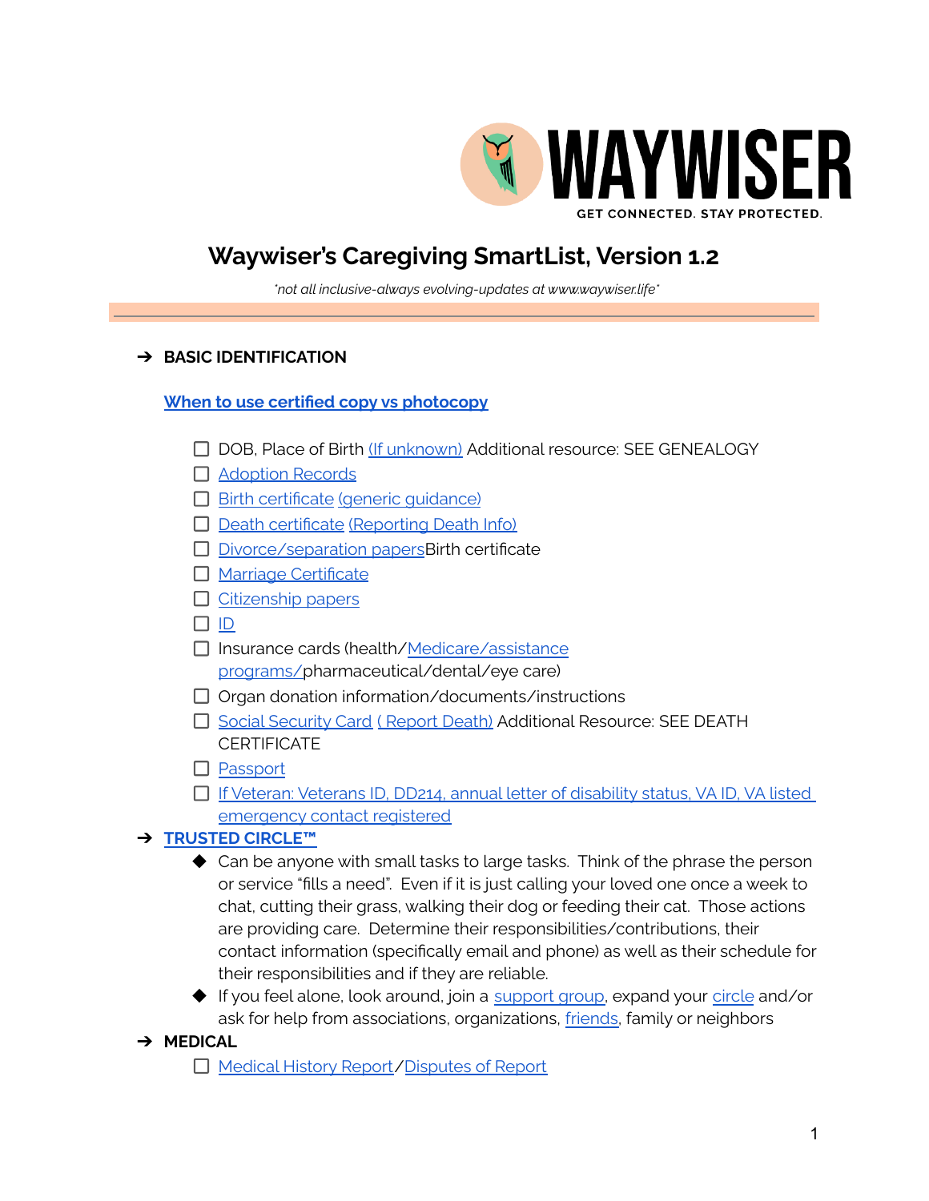WAYWISER

GET CONNECTED. STAY PROTECTED.

# Waywiser's Caregiving SmartList, Version 1.2

*\*not all inclusive-always evolving-updates at www.waywiser.life\**

---

## ➔ BASIC IDENTIFICATION

**When to use certified copy vs photocopy**

- [ ] DOB, Place of Birth (If unknown) Additional resource: SEE GENEALOGY
- [ ] Adoption Records
- [ ] Birth certificate (generic guidance)
- [ ] Death certificate (Reporting Death Info)
- [ ] Divorce/separation papersBirth certificate
- [ ] Marriage Certificate
- [ ] Citizenship papers
- [ ] ID
- [ ] Insurance cards (health/Medicare/assistance programs/pharmaceutical/dental/eye care)
- [ ] Organ donation information/documents/instructions
- [ ] Social Security Card ( Report Death) Additional Resource: SEE DEATH CERTIFICATE
- [ ] Passport
- [ ] If Veteran: Veterans ID, DD214, annual letter of disability status, VA ID, VA listed emergency contact registered

## ➔ TRUSTED CIRCLE™

- Can be anyone with small tasks to large tasks. Think of the phrase the person or service "fills a need". Even if it is just calling your loved one once a week to chat, cutting their grass, walking their dog or feeding their cat. Those actions are providing care. Determine their responsibilities/contributions, their contact information (specifically email and phone) as well as their schedule for their responsibilities and if they are reliable.
- If you feel alone, look around, join a support group, expand your circle and/or ask for help from associations, organizations, friends, family or neighbors

## ➔ MEDICAL

- [ ] Medical History Report/Disputes of Report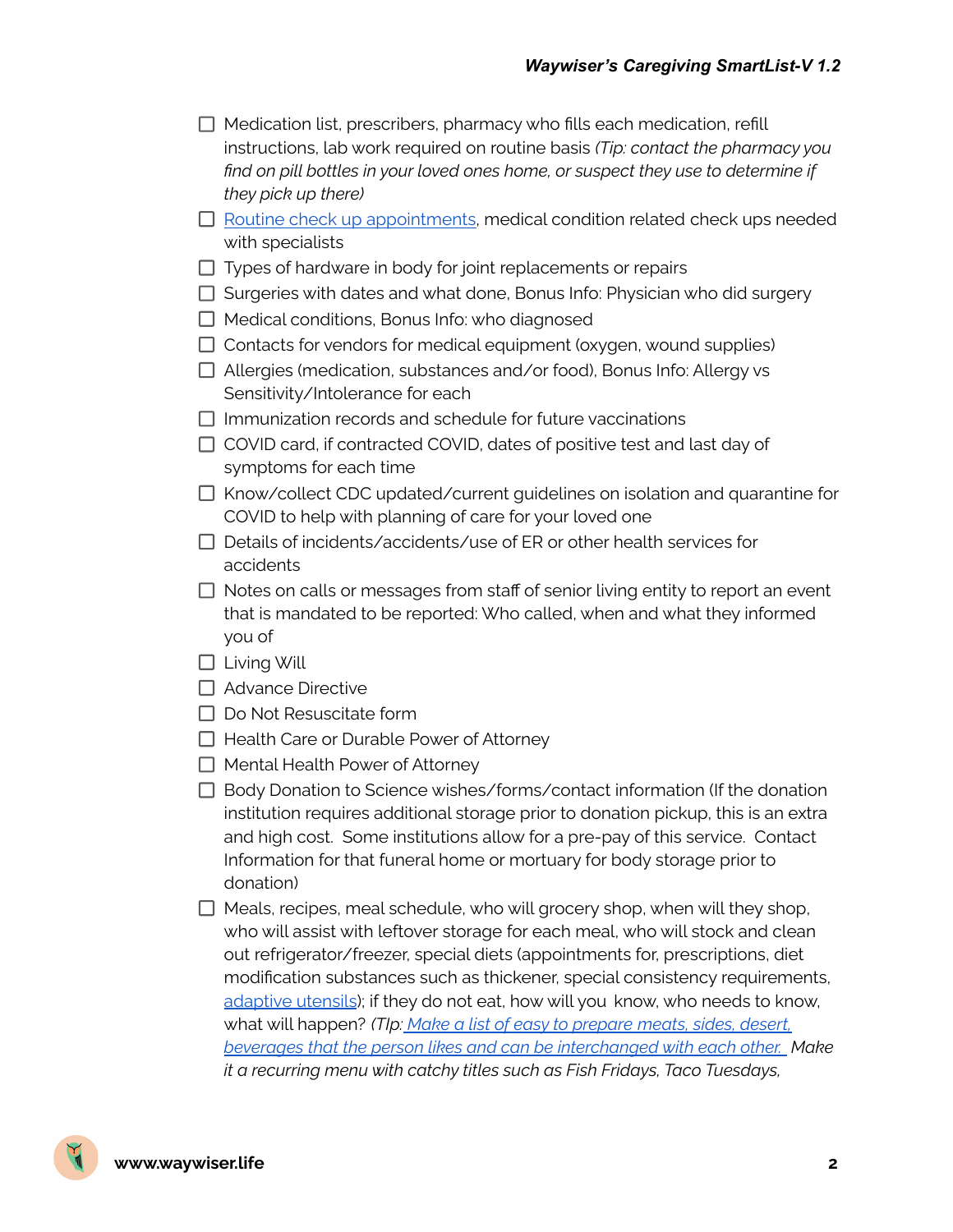- [ ] Medication list, prescribers, pharmacy who fills each medication, refill instructions, lab work required on routine basis *(Tip: contact the pharmacy you find on pill bottles in your loved ones home, or suspect they use to determine if they pick up there)*
- [ ] Routine check up appointments, medical condition related check ups needed with specialists
- [ ] Types of hardware in body for joint replacements or repairs
- [ ] Surgeries with dates and what done, Bonus Info: Physician who did surgery
- [ ] Medical conditions, Bonus Info: who diagnosed
- [ ] Contacts for vendors for medical equipment (oxygen, wound supplies)
- [ ] Allergies (medication, substances and/or food), Bonus Info: Allergy vs Sensitivity/Intolerance for each
- [ ] Immunization records and schedule for future vaccinations
- [ ] COVID card, if contracted COVID, dates of positive test and last day of symptoms for each time
- [ ] Know/collect CDC updated/current guidelines on isolation and quarantine for COVID to help with planning of care for your loved one
- [ ] Details of incidents/accidents/use of ER or other health services for accidents
- [ ] Notes on calls or messages from staff of senior living entity to report an event that is mandated to be reported: Who called, when and what they informed you of
- [ ] Living Will
- [ ] Advance Directive
- [ ] Do Not Resuscitate form
- [ ] Health Care or Durable Power of Attorney
- [ ] Mental Health Power of Attorney
- [ ] Body Donation to Science wishes/forms/contact information (If the donation institution requires additional storage prior to donation pickup, this is an extra and high cost. Some institutions allow for a pre-pay of this service. Contact Information for that funeral home or mortuary for body storage prior to donation)
- [ ] Meals, recipes, meal schedule, who will grocery shop, when will they shop, who will assist with leftover storage for each meal, who will stock and clean out refrigerator/freezer, special diets (appointments for, prescriptions, diet modification substances such as thickener, special consistency requirements, adaptive utensils); if they do not eat, how will you know, who needs to know, what will happen? *(TIp: Make a list of easy to prepare meats, sides, desert, beverages that the person likes and can be interchanged with each other. Make it a recurring menu with catchy titles such as Fish Fridays, Taco Tuesdays,*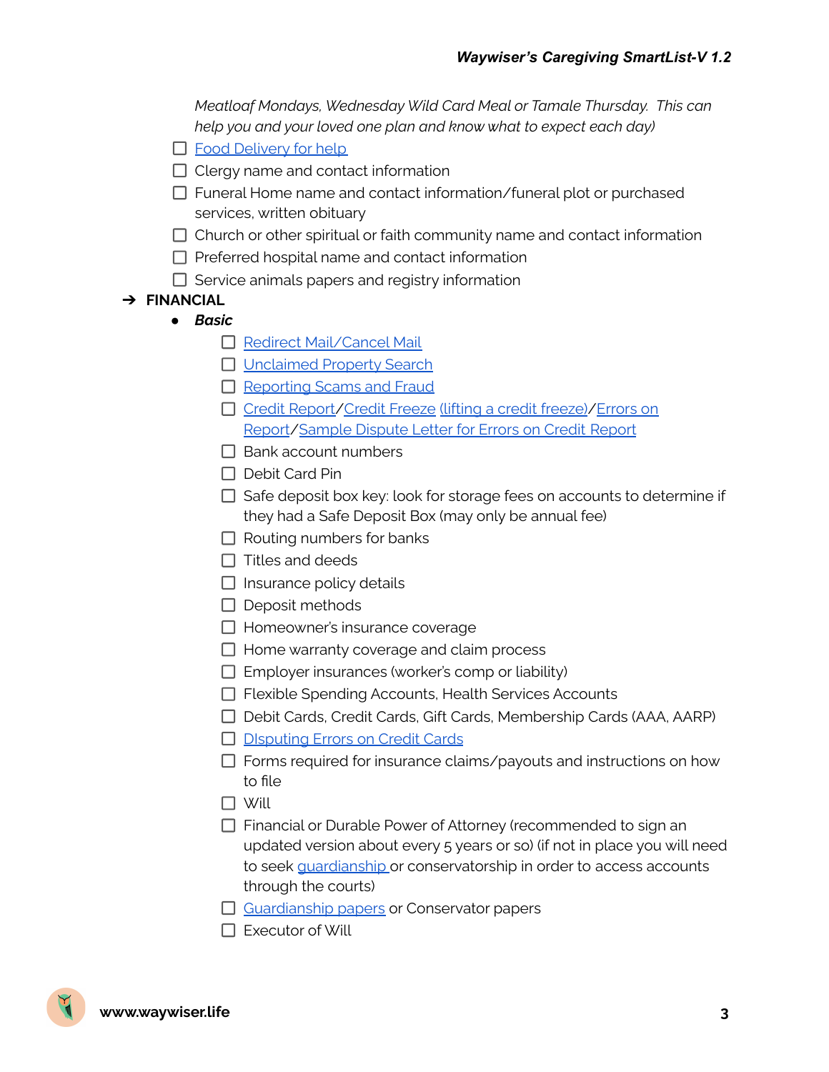*Meatloaf Mondays, Wednesday Wild Card Meal or Tamale Thursday. This can help you and your loved one plan and know what to expect each day)*

- [ ] Food Delivery for help
- [ ] Clergy name and contact information
- [ ] Funeral Home name and contact information/funeral plot or purchased services, written obituary
- [ ] Church or other spiritual or faith community name and contact information
- [ ] Preferred hospital name and contact information
- [ ] Service animals papers and registry information

➔ **FINANCIAL**

- ***Basic***
  - [ ] Redirect Mail/Cancel Mail
  - [ ] Unclaimed Property Search
  - [ ] Reporting Scams and Fraud
  - [ ] Credit Report/Credit Freeze (lifting a credit freeze)/Errors on Report/Sample Dispute Letter for Errors on Credit Report
  - [ ] Bank account numbers
  - [ ] Debit Card Pin
  - [ ] Safe deposit box key: look for storage fees on accounts to determine if they had a Safe Deposit Box (may only be annual fee)
  - [ ] Routing numbers for banks
  - [ ] Titles and deeds
  - [ ] Insurance policy details
  - [ ] Deposit methods
  - [ ] Homeowner's insurance coverage
  - [ ] Home warranty coverage and claim process
  - [ ] Employer insurances (worker's comp or liability)
  - [ ] Flexible Spending Accounts, Health Services Accounts
  - [ ] Debit Cards, Credit Cards, Gift Cards, Membership Cards (AAA, AARP)
  - [ ] DIsputing Errors on Credit Cards
  - [ ] Forms required for insurance claims/payouts and instructions on how to file
  - [ ] Will
  - [ ] Financial or Durable Power of Attorney (recommended to sign an updated version about every 5 years or so) (if not in place you will need to seek guardianship or conservatorship in order to access accounts through the courts)
  - [ ] Guardianship papers or Conservator papers
  - [ ] Executor of Will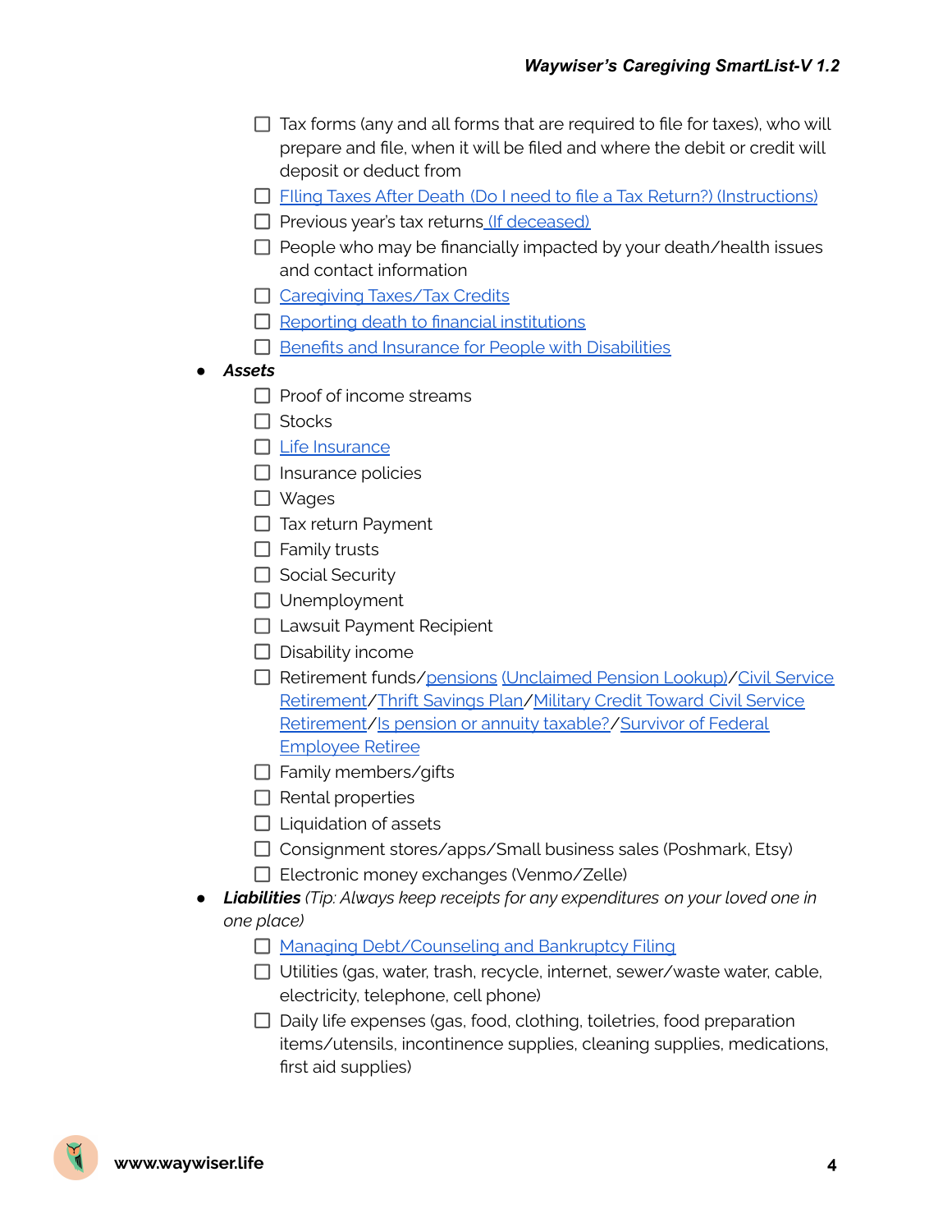- [ ] Tax forms (any and all forms that are required to file for taxes), who will prepare and file, when it will be filed and where the debit or credit will deposit or deduct from
- [ ] FIling Taxes After Death (Do I need to file a Tax Return?) (Instructions)
- [ ] Previous year's tax returns (If deceased)
- [ ] People who may be financially impacted by your death/health issues and contact information
- [ ] Caregiving Taxes/Tax Credits
- [ ] Reporting death to financial institutions
- [ ] Benefits and Insurance for People with Disabilities

- ***Assets***
  - [ ] Proof of income streams
  - [ ] Stocks
  - [ ] Life Insurance
  - [ ] Insurance policies
  - [ ] Wages
  - [ ] Tax return Payment
  - [ ] Family trusts
  - [ ] Social Security
  - [ ] Unemployment
  - [ ] Lawsuit Payment Recipient
  - [ ] Disability income
  - [ ] Retirement funds/pensions (Unclaimed Pension Lookup)/Civil Service Retirement/Thrift Savings Plan/Military Credit Toward Civil Service Retirement/Is pension or annuity taxable?/Survivor of Federal Employee Retiree
  - [ ] Family members/gifts
  - [ ] Rental properties
  - [ ] Liquidation of assets
  - [ ] Consignment stores/apps/Small business sales (Poshmark, Etsy)
  - [ ] Electronic money exchanges (Venmo/Zelle)
- ***Liabilities*** *(Tip: Always keep receipts for any expenditures on your loved one in one place)*
  - [ ] Managing Debt/Counseling and Bankruptcy Filing
  - [ ] Utilities (gas, water, trash, recycle, internet, sewer/waste water, cable, electricity, telephone, cell phone)
  - [ ] Daily life expenses (gas, food, clothing, toiletries, food preparation items/utensils, incontinence supplies, cleaning supplies, medications, first aid supplies)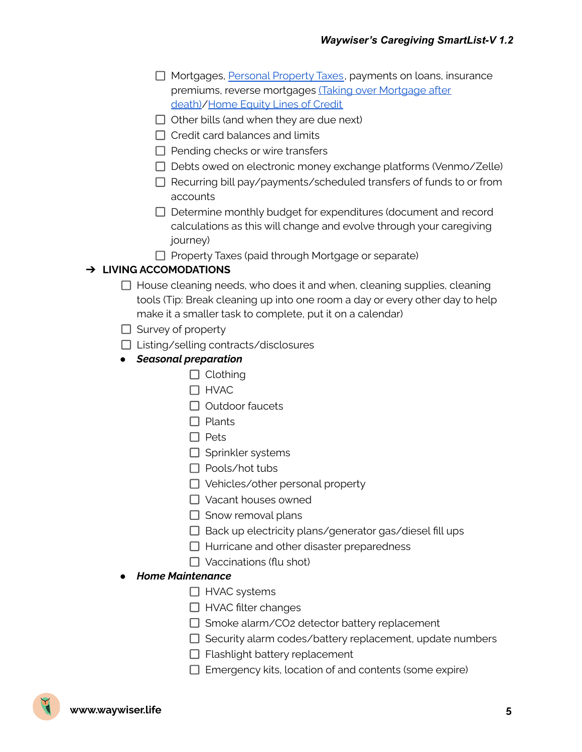- [ ] Mortgages, [Personal Property Taxes](), payments on loans, insurance premiums, reverse mortgages [(Taking over Mortgage after death)]()/[Home Equity Lines of Credit]()
- [ ] Other bills (and when they are due next)
- [ ] Credit card balances and limits
- [ ] Pending checks or wire transfers
- [ ] Debts owed on electronic money exchange platforms (Venmo/Zelle)
- [ ] Recurring bill pay/payments/scheduled transfers of funds to or from accounts
- [ ] Determine monthly budget for expenditures (document and record calculations as this will change and evolve through your caregiving journey)
- [ ] Property Taxes (paid through Mortgage or separate)

➔ **LIVING ACCOMODATIONS**

- [ ] House cleaning needs, who does it and when, cleaning supplies, cleaning tools (Tip: Break cleaning up into one room a day or every other day to help make it a smaller task to complete, put it on a calendar)
- [ ] Survey of property
- [ ] Listing/selling contracts/disclosures

- ***Seasonal preparation***
  - [ ] Clothing
  - [ ] HVAC
  - [ ] Outdoor faucets
  - [ ] Plants
  - [ ] Pets
  - [ ] Sprinkler systems
  - [ ] Pools/hot tubs
  - [ ] Vehicles/other personal property
  - [ ] Vacant houses owned
  - [ ] Snow removal plans
  - [ ] Back up electricity plans/generator gas/diesel fill ups
  - [ ] Hurricane and other disaster preparedness
  - [ ] Vaccinations (flu shot)
- ***Home Maintenance***
  - [ ] HVAC systems
  - [ ] HVAC filter changes
  - [ ] Smoke alarm/$CO_2$ detector battery replacement
  - [ ] Security alarm codes/battery replacement, update numbers
  - [ ] Flashlight battery replacement
  - [ ] Emergency kits, location of and contents (some expire)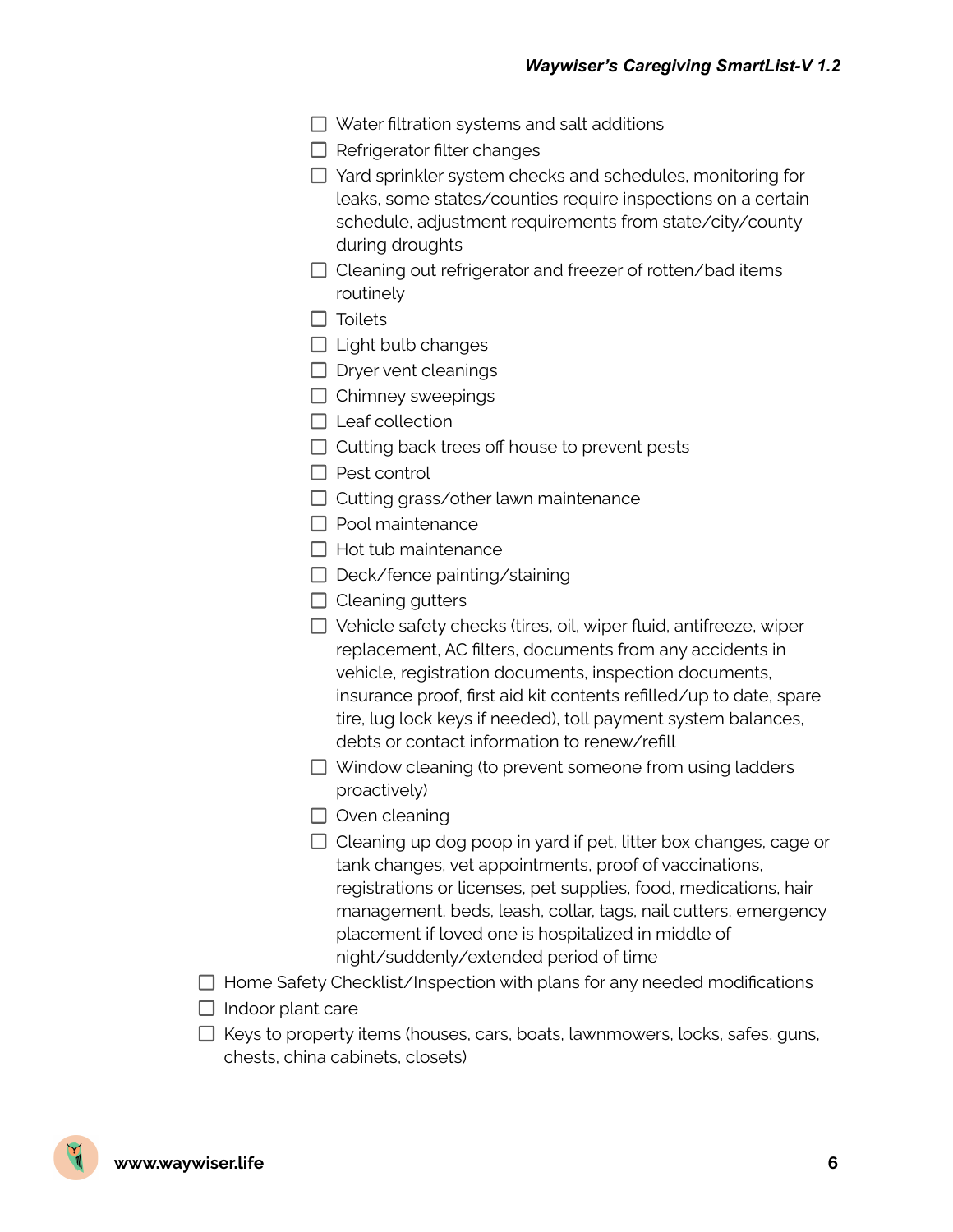- [ ] Water filtration systems and salt additions
    - [ ] Refrigerator filter changes
    - [ ] Yard sprinkler system checks and schedules, monitoring for leaks, some states/counties require inspections on a certain schedule, adjustment requirements from state/city/county during droughts
    - [ ] Cleaning out refrigerator and freezer of rotten/bad items routinely
    - [ ] Toilets
    - [ ] Light bulb changes
    - [ ] Dryer vent cleanings
    - [ ] Chimney sweepings
    - [ ] Leaf collection
    - [ ] Cutting back trees off house to prevent pests
    - [ ] Pest control
    - [ ] Cutting grass/other lawn maintenance
    - [ ] Pool maintenance
    - [ ] Hot tub maintenance
    - [ ] Deck/fence painting/staining
    - [ ] Cleaning gutters
    - [ ] Vehicle safety checks (tires, oil, wiper fluid, antifreeze, wiper replacement, AC filters, documents from any accidents in vehicle, registration documents, inspection documents, insurance proof, first aid kit contents refilled/up to date, spare tire, lug lock keys if needed), toll payment system balances, debts or contact information to renew/refill
    - [ ] Window cleaning (to prevent someone from using ladders proactively)
    - [ ] Oven cleaning
    - [ ] Cleaning up dog poop in yard if pet, litter box changes, cage or tank changes, vet appointments, proof of vaccinations, registrations or licenses, pet supplies, food, medications, hair management, beds, leash, collar, tags, nail cutters, emergency placement if loved one is hospitalized in middle of night/suddenly/extended period of time
- [ ] Home Safety Checklist/Inspection with plans for any needed modifications
- [ ] Indoor plant care
- [ ] Keys to property items (houses, cars, boats, lawnmowers, locks, safes, guns, chests, china cabinets, closets)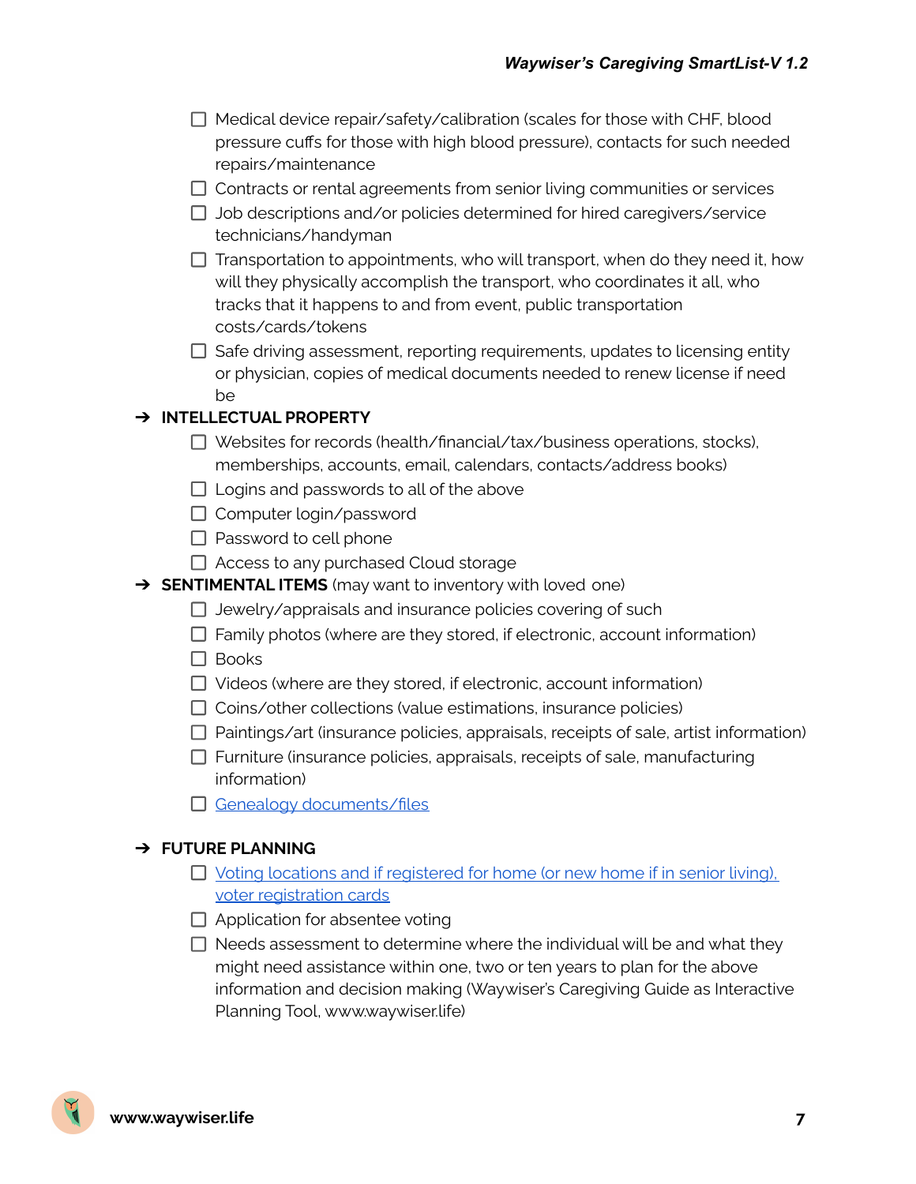- [ ] Medical device repair/safety/calibration (scales for those with CHF, blood pressure cuffs for those with high blood pressure), contacts for such needed repairs/maintenance
- [ ] Contracts or rental agreements from senior living communities or services
- [ ] Job descriptions and/or policies determined for hired caregivers/service technicians/handyman
- [ ] Transportation to appointments, who will transport, when do they need it, how will they physically accomplish the transport, who coordinates it all, who tracks that it happens to and from event, public transportation costs/cards/tokens
- [ ] Safe driving assessment, reporting requirements, updates to licensing entity or physician, copies of medical documents needed to renew license if need be

➔ **INTELLECTUAL PROPERTY**

- [ ] Websites for records (health/financial/tax/business operations, stocks), memberships, accounts, email, calendars, contacts/address books)
- [ ] Logins and passwords to all of the above
- [ ] Computer login/password
- [ ] Password to cell phone
- [ ] Access to any purchased Cloud storage

➔ **SENTIMENTAL ITEMS** (may want to inventory with loved one)

- [ ] Jewelry/appraisals and insurance policies covering of such
- [ ] Family photos (where are they stored, if electronic, account information)
- [ ] Books
- [ ] Videos (where are they stored, if electronic, account information)
- [ ] Coins/other collections (value estimations, insurance policies)
- [ ] Paintings/art (insurance policies, appraisals, receipts of sale, artist information)
- [ ] Furniture (insurance policies, appraisals, receipts of sale, manufacturing information)
- [ ] Genealogy documents/files

➔ **FUTURE PLANNING**

- [ ] Voting locations and if registered for home (or new home if in senior living), voter registration cards
- [ ] Application for absentee voting
- [ ] Needs assessment to determine where the individual will be and what they might need assistance within one, two or ten years to plan for the above information and decision making (Waywiser's Caregiving Guide as Interactive Planning Tool, www.waywiser.life)